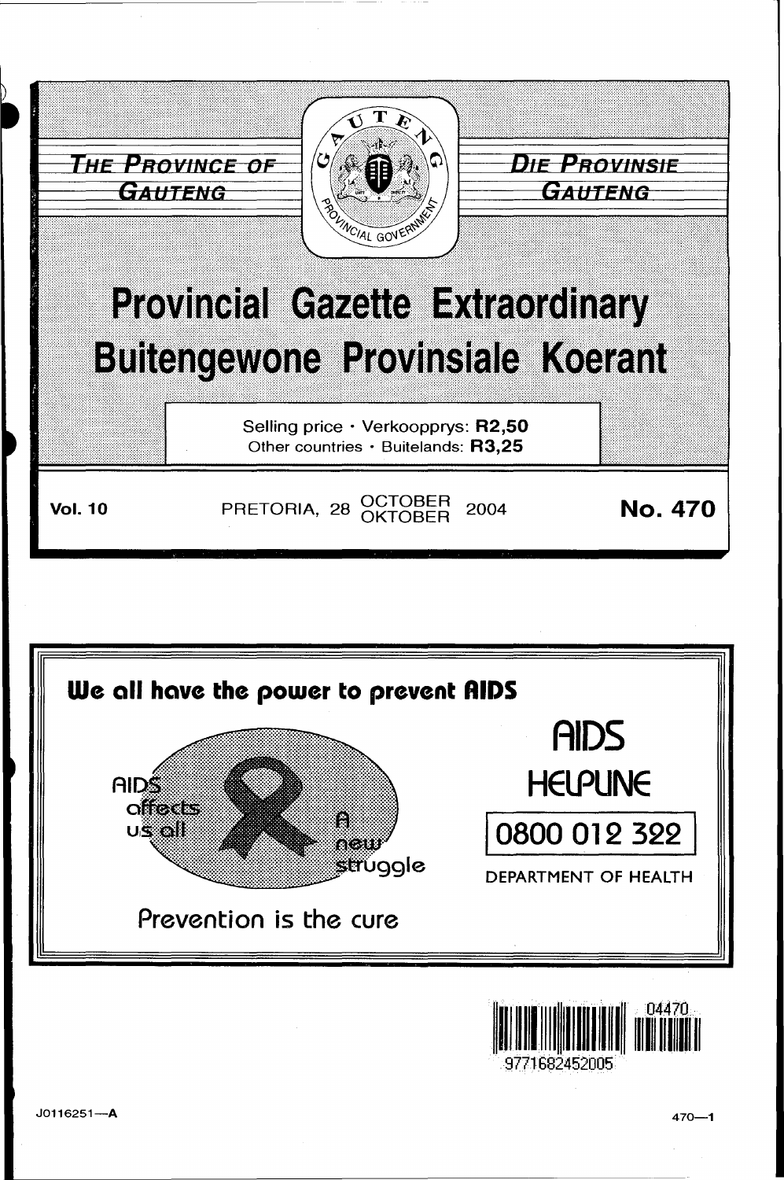THE PROVINCE OF GAUTENG

DIE PROVINSIE GAUTENG

# Provincial Gazette Extraordinary
# Buitengewone Provinsiale Koerant

Selling price · Verkoopprys: **R2,50**
Other countries · Buitelands: **R3,25**

**Vol. 10** PRETORIA, 28 OCTOBER OKTOBER 2004 **No. 470**

**We all have the power to prevent AIDS**

AIDS affects us all

A new struggle

Prevention is the cure

AIDS HELPLINE

0800 012 322

DEPARTMENT OF HEALTH

J0116251—A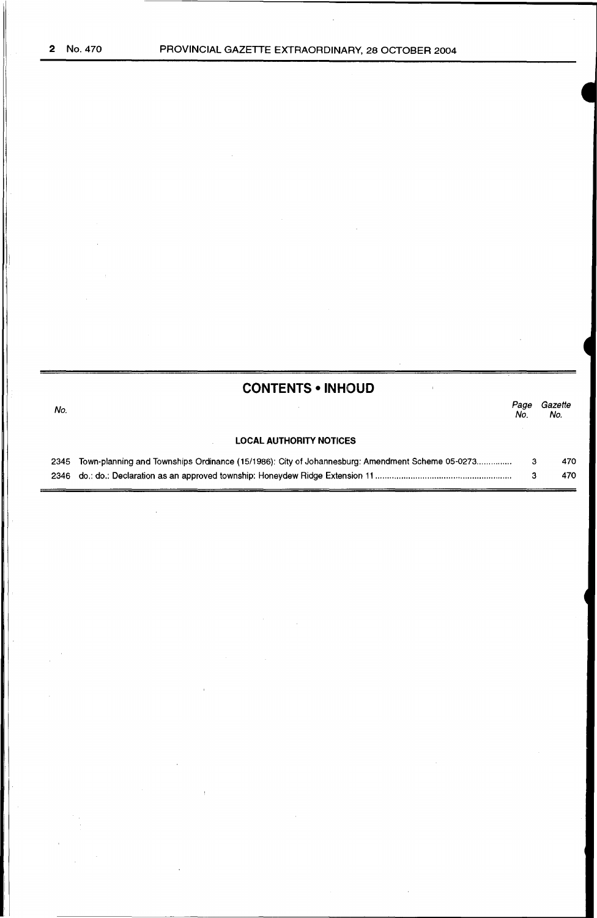## CONTENTS • INHOUD

| No. | | Page No. | Gazette No. |
|---|---|---|---|
| | **LOCAL AUTHORITY NOTICES** | | |
| 2345 | Town-planning and Townships Ordinance (15/1986): City of Johannesburg: Amendment Scheme 05-0273.............. | 3 | 470 |
| 2346 | do.: do.: Declaration as an approved township: Honeydew Ridge Extension 11.......................................................... | 3 | 470 |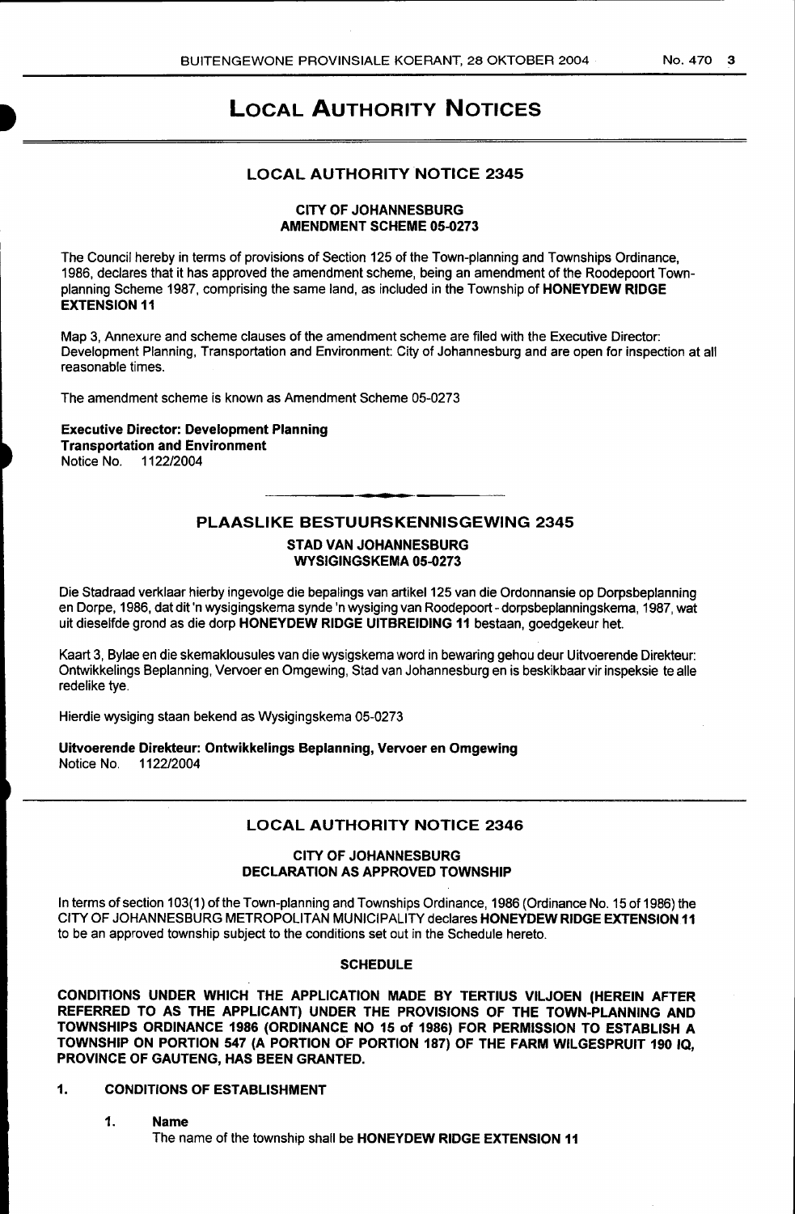# LOCAL AUTHORITY NOTICES

## LOCAL AUTHORITY NOTICE 2345

**CITY OF JOHANNESBURG**
**AMENDMENT SCHEME 05-0273**

The Council hereby in terms of provisions of Section 125 of the Town-planning and Townships Ordinance, 1986, declares that it has approved the amendment scheme, being an amendment of the Roodepoort Town-planning Scheme 1987, comprising the same land, as included in the Township of **HONEYDEW RIDGE EXTENSION 11**

Map 3, Annexure and scheme clauses of the amendment scheme are filed with the Executive Director: Development Planning, Transportation and Environment: City of Johannesburg and are open for inspection at all reasonable times.

The amendment scheme is known as Amendment Scheme 05-0273

**Executive Director: Development Planning**
**Transportation and Environment**
Notice No. 1122/2004

## PLAASLIKE BESTUURSKENNISGEWING 2345

**STAD VAN JOHANNESBURG**
**WYSIGINGSKEMA 05-0273**

Die Stadraad verklaar hierby ingevolge die bepalings van artikel 125 van die Ordonnansie op Dorpsbeplanning en Dorpe, 1986, dat dit 'n wysigingskema synde 'n wysiging van Roodepoort - dorpsbeplanningskema, 1987, wat uit dieselfde grond as die dorp **HONEYDEW RIDGE UITBREIDING 11** bestaan, goedgekeur het.

Kaart 3, Bylae en die skemaklousules van die wysigskema word in bewaring gehou deur Uitvoerende Direkteur: Ontwikkelings Beplanning, Vervoer en Omgewing, Stad van Johannesburg en is beskikbaar vir inspeksie te alle redelike tye.

Hierdie wysiging staan bekend as Wysigingskema 05-0273

**Uitvoerende Direkteur: Ontwikkelings Beplanning, Vervoer en Omgewing**
Notice No. 1122/2004

## LOCAL AUTHORITY NOTICE 2346

**CITY OF JOHANNESBURG**
**DECLARATION AS APPROVED TOWNSHIP**

In terms of section 103(1) of the Town-planning and Townships Ordinance, 1986 (Ordinance No. 15 of 1986) the CITY OF JOHANNESBURG METROPOLITAN MUNICIPALITY declares **HONEYDEW RIDGE EXTENSION 11** to be an approved township subject to the conditions set out in the Schedule hereto.

**SCHEDULE**

**CONDITIONS UNDER WHICH THE APPLICATION MADE BY TERTIUS VILJOEN (HEREIN AFTER REFERRED TO AS THE APPLICANT) UNDER THE PROVISIONS OF THE TOWN-PLANNING AND TOWNSHIPS ORDINANCE 1986 (ORDINANCE NO 15 of 1986) FOR PERMISSION TO ESTABLISH A TOWNSHIP ON PORTION 547 (A PORTION OF PORTION 187) OF THE FARM WILGESPRUIT 190 IQ, PROVINCE OF GAUTENG, HAS BEEN GRANTED.**

**1. CONDITIONS OF ESTABLISHMENT**

**1. Name**
The name of the township shall be **HONEYDEW RIDGE EXTENSION 11**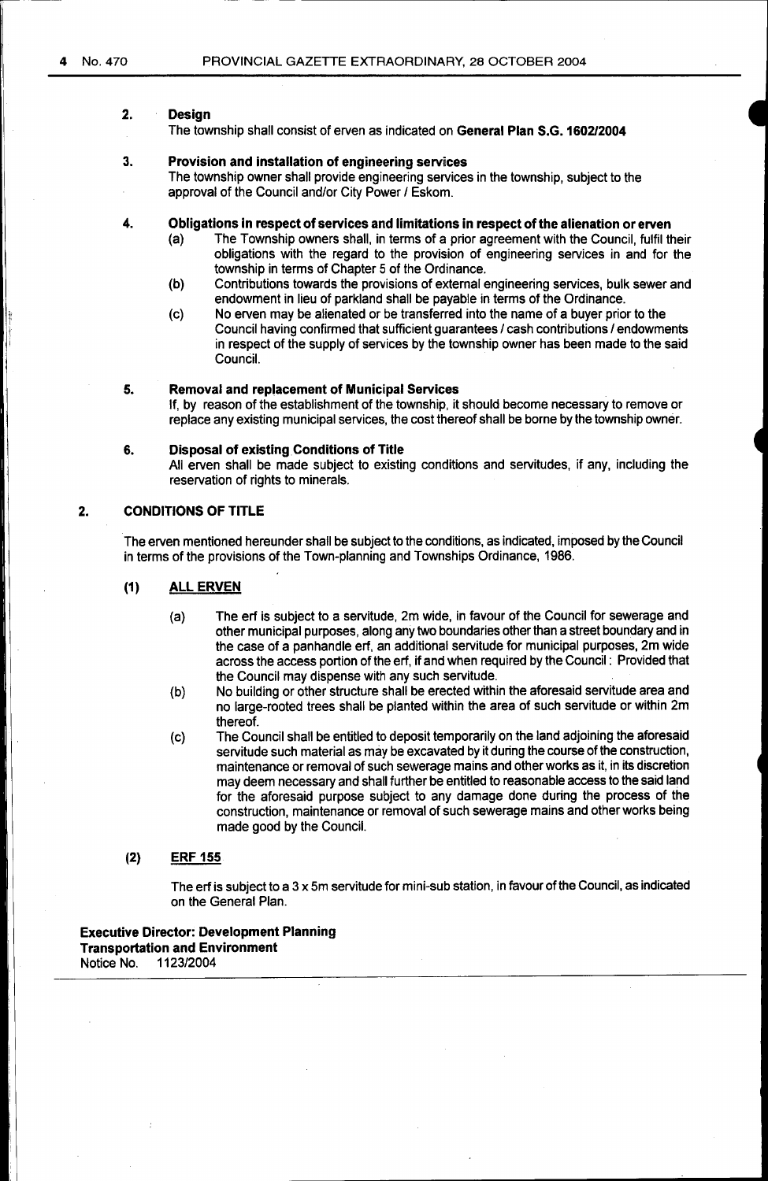**2. Design**

The township shall consist of erven as indicated on **General Plan S.G. 1602/2004**

**3. Provision and installation of engineering services**

The township owner shall provide engineering services in the township, subject to the approval of the Council and/or City Power / Eskom.

**4. Obligations in respect of services and limitations in respect of the alienation or erven**

(a) The Township owners shall, in terms of a prior agreement with the Council, fulfil their obligations with the regard to the provision of engineering services in and for the township in terms of Chapter 5 of the Ordinance.

(b) Contributions towards the provisions of external engineering services, bulk sewer and endowment in lieu of parkland shall be payable in terms of the Ordinance.

(c) No erven may be alienated or be transferred into the name of a buyer prior to the Council having confirmed that sufficient guarantees / cash contributions / endowments in respect of the supply of services by the township owner has been made to the said Council.

**5. Removal and replacement of Municipal Services**

If, by reason of the establishment of the township, it should become necessary to remove or replace any existing municipal services, the cost thereof shall be borne by the township owner.

**6. Disposal of existing Conditions of Title**

All erven shall be made subject to existing conditions and servitudes, if any, including the reservation of rights to minerals.

## 2. CONDITIONS OF TITLE

The erven mentioned hereunder shall be subject to the conditions, as indicated, imposed by the Council in terms of the provisions of the Town-planning and Townships Ordinance, 1986.

**(1) ALL ERVEN**

(a) The erf is subject to a servitude, 2m wide, in favour of the Council for sewerage and other municipal purposes, along any two boundaries other than a street boundary and in the case of a panhandle erf, an additional servitude for municipal purposes, 2m wide across the access portion of the erf, if and when required by the Council: Provided that the Council may dispense with any such servitude.

(b) No building or other structure shall be erected within the aforesaid servitude area and no large-rooted trees shall be planted within the area of such servitude or within 2m thereof.

(c) The Council shall be entitled to deposit temporarily on the land adjoining the aforesaid servitude such material as may be excavated by it during the course of the construction, maintenance or removal of such sewerage mains and other works as it, in its discretion may deem necessary and shall further be entitled to reasonable access to the said land for the aforesaid purpose subject to any damage done during the process of the construction, maintenance or removal of such sewerage mains and other works being made good by the Council.

**(2) ERF 155**

The erf is subject to a 3 x 5m servitude for mini-sub station, in favour of the Council, as indicated on the General Plan.

**Executive Director: Development Planning**
**Transportation and Environment**
Notice No. 1123/2004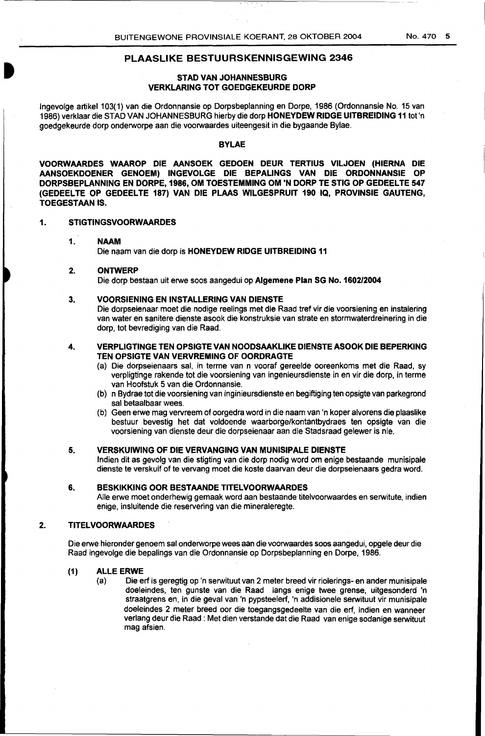## PLAASLIKE BESTUURSKENNISGEWING 2346

### STAD VAN JOHANNESBURG
### VERKLARING TOT GOEDGEKEURDE DORP

Ingevolge artikel 103(1) van die Ordonnansie op Dorpsbeplanning en Dorpe, 1986 (Ordonnansie No. 15 van 1986) verklaar die STAD VAN JOHANNESBURG hierby die dorp **HONEYDEW RIDGE UITBREIDING 11** tot 'n goedgekeurde dorp onderworpe aan die voorwaardes uiteengesit in die bygaande Bylae.

### BYLAE

**VOORWAARDES WAAROP DIE AANSOEK GEDOEN DEUR TERTIUS VILJOEN (HIERNA DIE AANSOEKDOENER GENOEM) INGEVOLGE DIE BEPALINGS VAN DIE ORDONNANSIE OP DORPSBEPLANNING EN DORPE, 1986, OM TOESTEMMING OM 'N DORP TE STIG OP GEDEELTE 547 (GEDEELTE OP GEDEELTE 187) VAN DIE PLAAS WILGESPRUIT 190 IQ, PROVINSIE GAUTENG, TOEGESTAAN IS.**

**1. STIGTINGSVOORWAARDES**

**1. NAAM**

Die naam van die dorp is **HONEYDEW RIDGE UITBREIDING 11**

**2. ONTWERP**

Die dorp bestaan uit erwe soos aangedui op **Algemene Plan SG No. 1602/2004**

**3. VOORSIENING EN INSTALLERING VAN DIENSTE**

Die dorpseienaar moet die nodige reelings met die Raad tref vir die voorsiening en instalering van water en sanitere dienste asook die konstruksie van strate en stormwaterdreinering in die dorp, tot bevrediging van die Raad.

**4. VERPLIGTINGE TEN OPSIGTE VAN NOODSAAKLIKE DIENSTE ASOOK DIE BEPERKING TEN OPSIGTE VAN VERVREMING OF OORDRAGTE**

(a) Die dorpseienaars sal, in terme van n vooraf gereelde ooreenkoms met die Raad, sy verpligtinge rakende tot die voorsiening van ingenieursdienste in en vir die dorp, in terme van Hoofstuk 5 van die Ordonnansie.

(b) n Bydrae tot die voorsiening van inginieursdienste en begiftiging ten opsigte van parkegrond sal betaalbaar wees.

(b) Geen erwe mag vervreem of oorgedra word in die naam van 'n koper alvorens die plaaslike bestuur bevestig het dat voldoende waarborge/kontantbydraes ten opsigte van die voorsiening van dienste deur die dorpseienaar aan die Stadsraad gelewer is nie.

**5. VERSKUIWING OF DIE VERVANGING VAN MUNISIPALE DIENSTE**

Indien dit as gevolg van die stigting van die dorp nodig word om enige bestaande munisipale dienste te verskuif of te vervang moet die koste daarvan deur die dorpseienaars gedra word.

**6. BESKIKKING OOR BESTAANDE TITELVOORWAARDES**

Alle erwe moet onderhewig gemaak word aan bestaande titelvoorwaardes en serwitute, indien enige, insluitende die reservering van die mineraleregte.

**2. TITELVOORWAARDES**

Die erwe hieronder genoem sal onderworpe wees aan die voorwaardes soos aangedui, opgele deur die Raad ingevolge die bepalings van die Ordonnansie op Dorpsbeplanning en Dorpe, 1986.

**(1) ALLE ERWE**

(a) Die erf is geregtig op 'n serwituut van 2 meter breed vir riolerings- en ander munisipale doeleindes, ten gunste van die Raad langs enige twee grense, uitgesonderd 'n straatgrens en, in die geval van 'n pypsteelerf, 'n addisionele serwituut vir munisipale doeleindes 2 meter breed oor die toegangsgedeelte van die erf, indien en wanneer verlang deur die Raad : Met dien verstande dat die Raad van enige sodanige serwituut mag afsien.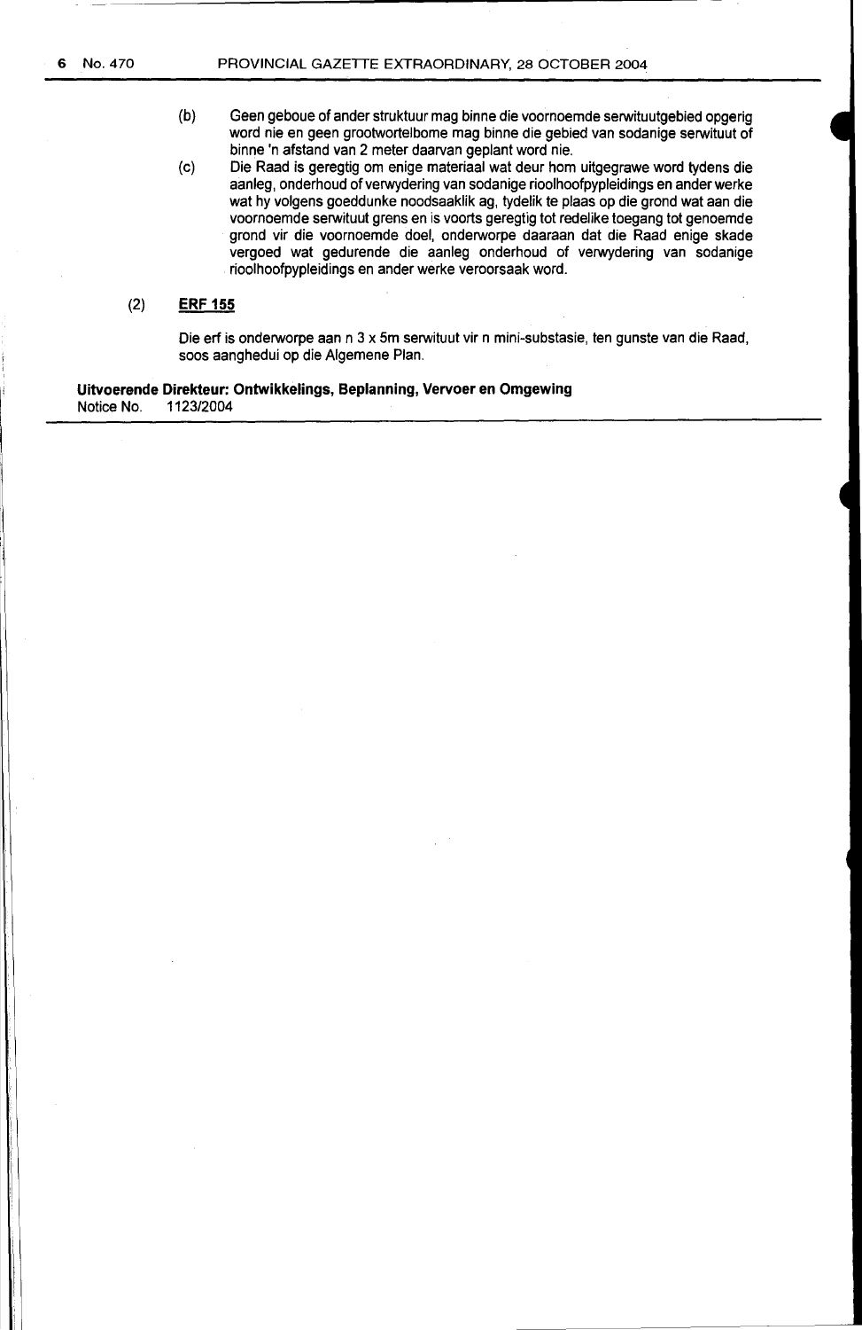(b) Geen geboue of ander struktuur mag binne die voornoemde serwituutgebied opgerig word nie en geen grootwortelbome mag binne die gebied van sodanige serwituut of binne 'n afstand van 2 meter daarvan geplant word nie.

(c) Die Raad is geregtig om enige materiaal wat deur hom uitgegrawe word tydens die aanleg, onderhoud of verwydering van sodanige rioolhoofpypleidings en ander werke wat hy volgens goeddunke noodsaaklik ag, tydelik te plaas op die grond wat aan die voornoemde serwituut grens en is voorts geregtig tot redelike toegang tot genoemde grond vir die voornoemde doel, onderworpe daaraan dat die Raad enige skade vergoed wat gedurende die aanleg onderhoud of verwydering van sodanige rioolhoofpypleidings en ander werke veroorsaak word.

(2) **ERF 155**

Die erf is onderworpe aan n 3 x 5m serwituut vir n mini-substasie, ten gunste van die Raad, soos aanghedui op die Algemene Plan.

**Uitvoerende Direkteur: Ontwikkelings, Beplanning, Vervoer en Omgewing**
Notice No. 1123/2004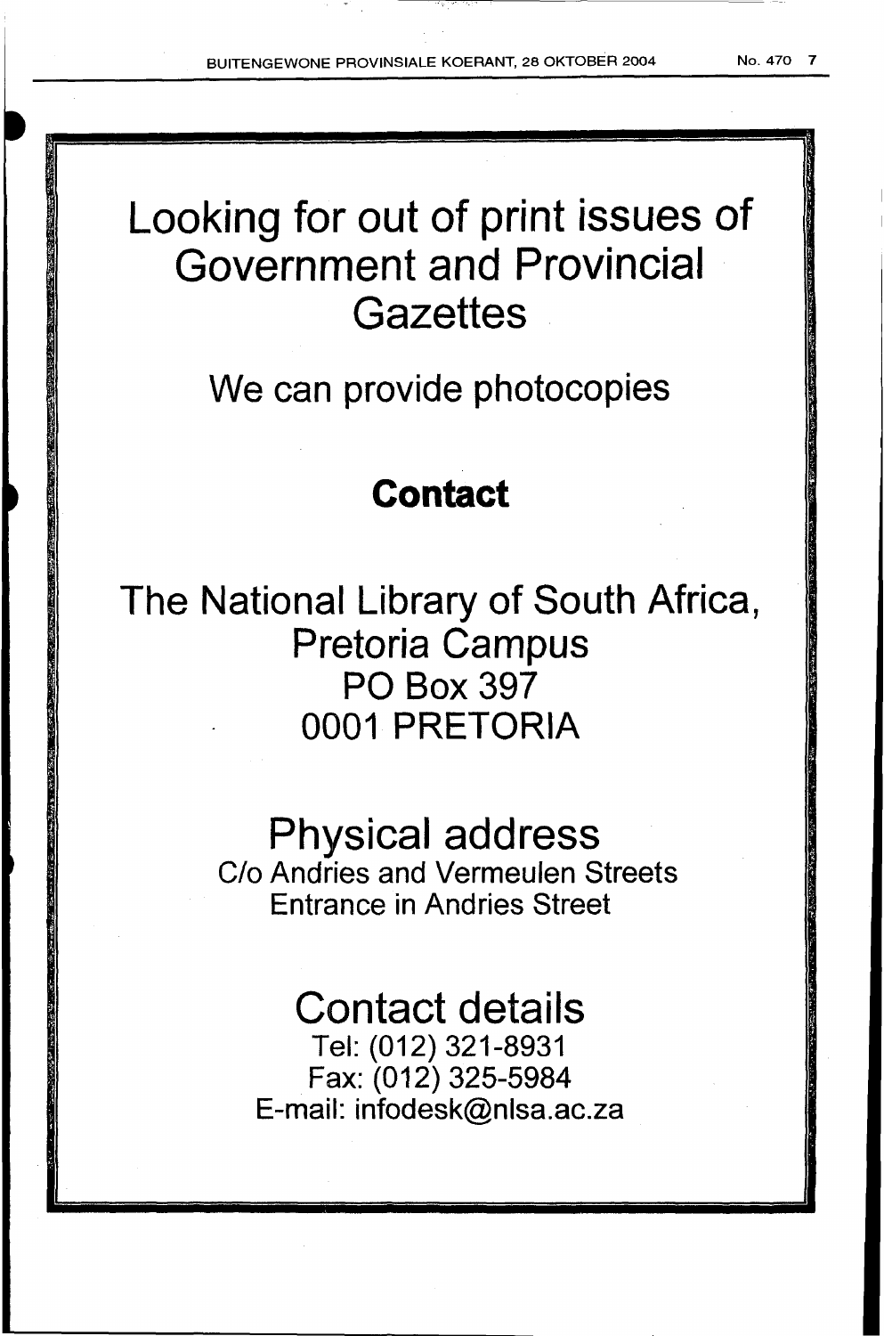# Looking for out of print issues of Government and Provincial Gazettes

We can provide photocopies

**Contact**

The National Library of South Africa, Pretoria Campus
PO Box 397
0001 PRETORIA

## Physical address

C/o Andries and Vermeulen Streets
Entrance in Andries Street

## Contact details

Tel: (012) 321-8931
Fax: (012) 325-5984
E-mail: infodesk@nlsa.ac.za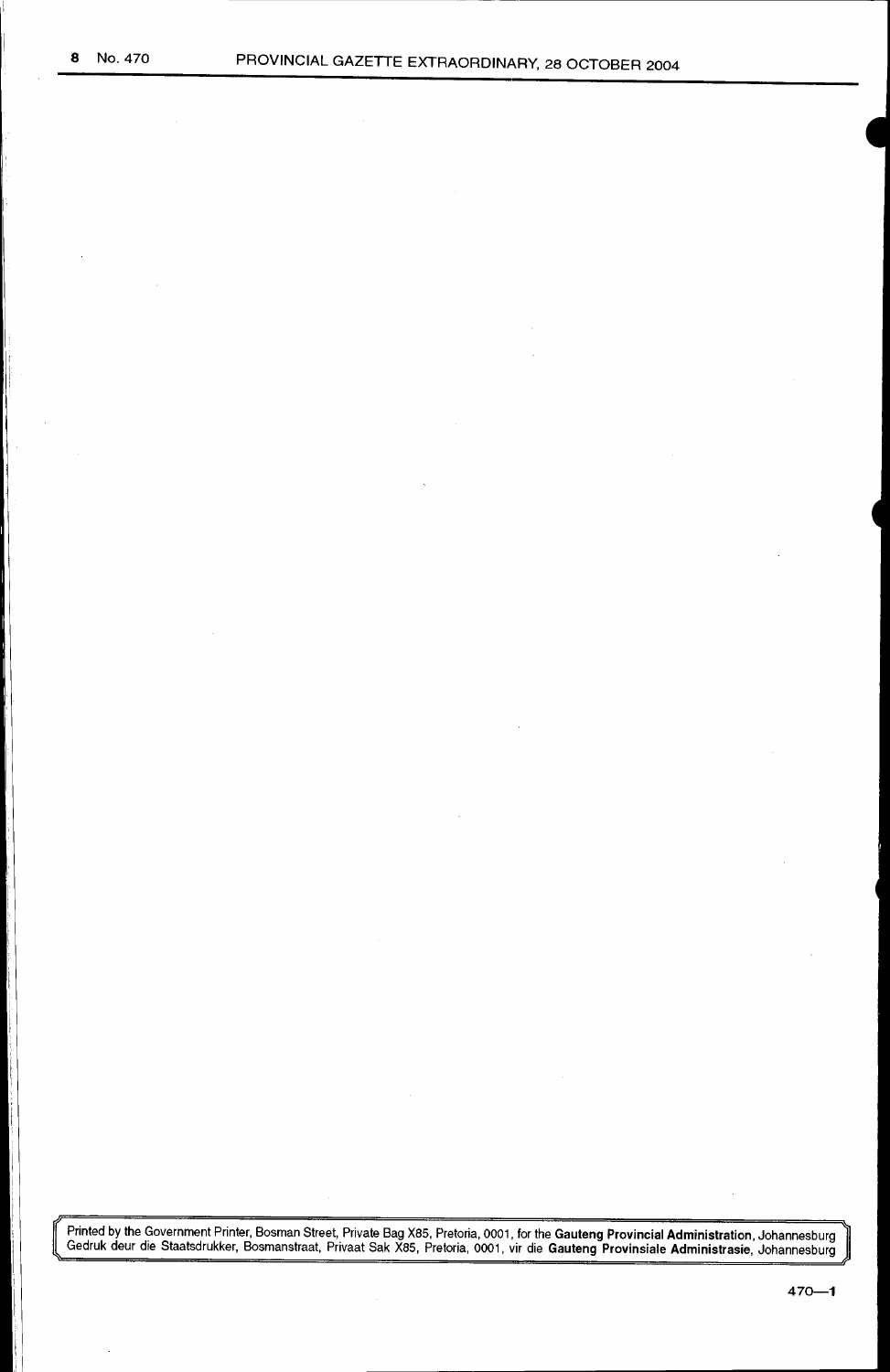Printed by the Government Printer, Bosman Street, Private Bag X85, Pretoria, 0001, for the **Gauteng Provincial Administration**, Johannesburg
Gedruk deur die Staatsdrukker, Bosmanstraat, Privaat Sak X85, Pretoria, 0001, vir die **Gauteng Provinsiale Administrasie**, Johannesburg

470—1